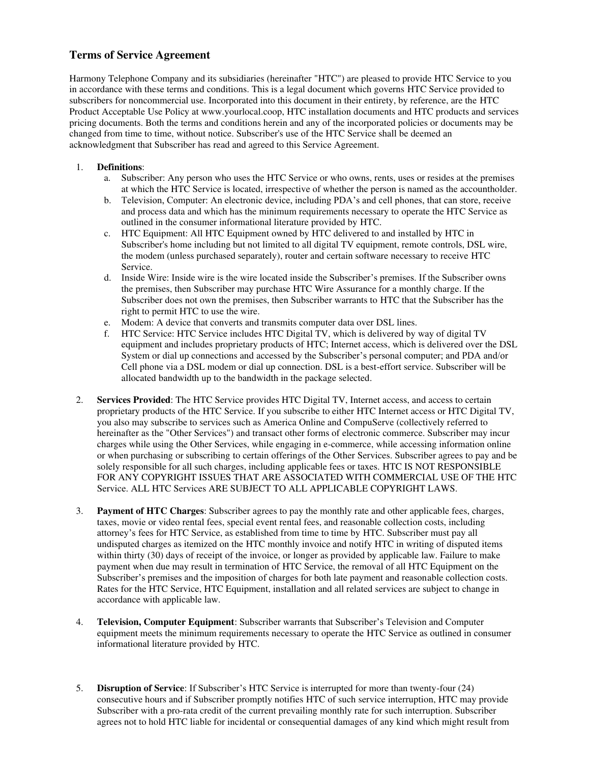# Terms of Service Agreement

Harmony Telephone Company and its subsidiaries (hereinafter "HTC") are pleased to provide HTC Service to you in accordance with these terms and conditions. This is a legal document which governs HTC Service provided to subscribers for noncommercial use. Incorporated into this document in their entirety, by reference, are the HTC Product Acceptable Use Policy at www.yourlocal.coop, HTC installation documents and HTC products and services pricing documents. Both the terms and conditions herein and any of the incorporated policies or documents may be changed from time to time, without notice. Subscriber's use of the HTC Service shall be deemed an acknowledgment that Subscriber has read and agreed to this Service Agreement.

1. **Definitions**:
   a. Subscriber: Any person who uses the HTC Service or who owns, rents, uses or resides at the premises at which the HTC Service is located, irrespective of whether the person is named as the accountholder.
   b. Television, Computer: An electronic device, including PDA's and cell phones, that can store, receive and process data and which has the minimum requirements necessary to operate the HTC Service as outlined in the consumer informational literature provided by HTC.
   c. HTC Equipment: All HTC Equipment owned by HTC delivered to and installed by HTC in Subscriber's home including but not limited to all digital TV equipment, remote controls, DSL wire, the modem (unless purchased separately), router and certain software necessary to receive HTC Service.
   d. Inside Wire: Inside wire is the wire located inside the Subscriber's premises. If the Subscriber owns the premises, then Subscriber may purchase HTC Wire Assurance for a monthly charge. If the Subscriber does not own the premises, then Subscriber warrants to HTC that the Subscriber has the right to permit HTC to use the wire.
   e. Modem: A device that converts and transmits computer data over DSL lines.
   f. HTC Service: HTC Service includes HTC Digital TV, which is delivered by way of digital TV equipment and includes proprietary products of HTC; Internet access, which is delivered over the DSL System or dial up connections and accessed by the Subscriber's personal computer; and PDA and/or Cell phone via a DSL modem or dial up connection. DSL is a best-effort service. Subscriber will be allocated bandwidth up to the bandwidth in the package selected.

2. **Services Provided**: The HTC Service provides HTC Digital TV, Internet access, and access to certain proprietary products of the HTC Service. If you subscribe to either HTC Internet access or HTC Digital TV, you also may subscribe to services such as America Online and CompuServe (collectively referred to hereinafter as the "Other Services") and transact other forms of electronic commerce. Subscriber may incur charges while using the Other Services, while engaging in e-commerce, while accessing information online or when purchasing or subscribing to certain offerings of the Other Services. Subscriber agrees to pay and be solely responsible for all such charges, including applicable fees or taxes. HTC IS NOT RESPONSIBLE FOR ANY COPYRIGHT ISSUES THAT ARE ASSOCIATED WITH COMMERCIAL USE OF THE HTC Service. ALL HTC Services ARE SUBJECT TO ALL APPLICABLE COPYRIGHT LAWS.

3. **Payment of HTC Charges**: Subscriber agrees to pay the monthly rate and other applicable fees, charges, taxes, movie or video rental fees, special event rental fees, and reasonable collection costs, including attorney's fees for HTC Service, as established from time to time by HTC. Subscriber must pay all undisputed charges as itemized on the HTC monthly invoice and notify HTC in writing of disputed items within thirty (30) days of receipt of the invoice, or longer as provided by applicable law. Failure to make payment when due may result in termination of HTC Service, the removal of all HTC Equipment on the Subscriber's premises and the imposition of charges for both late payment and reasonable collection costs. Rates for the HTC Service, HTC Equipment, installation and all related services are subject to change in accordance with applicable law.

4. **Television, Computer Equipment**: Subscriber warrants that Subscriber's Television and Computer equipment meets the minimum requirements necessary to operate the HTC Service as outlined in consumer informational literature provided by HTC.

5. **Disruption of Service**: If Subscriber's HTC Service is interrupted for more than twenty-four (24) consecutive hours and if Subscriber promptly notifies HTC of such service interruption, HTC may provide Subscriber with a pro-rata credit of the current prevailing monthly rate for such interruption. Subscriber agrees not to hold HTC liable for incidental or consequential damages of any kind which might result from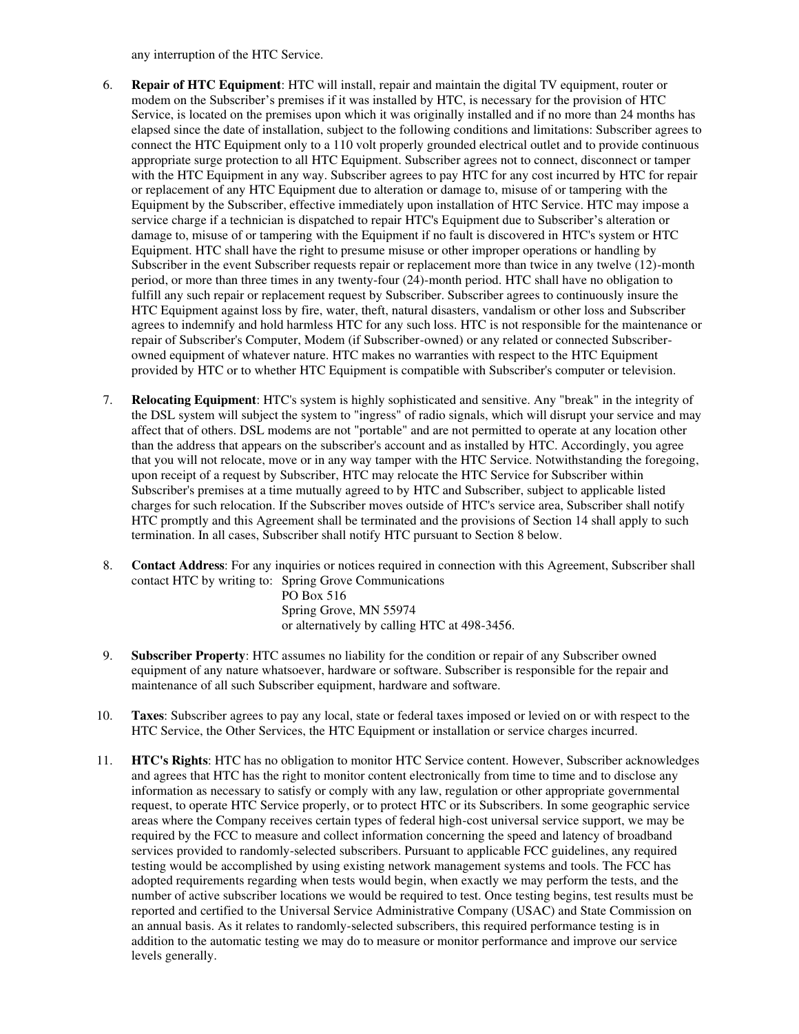any interruption of the HTC Service.

6. **Repair of HTC Equipment**: HTC will install, repair and maintain the digital TV equipment, router or modem on the Subscriber's premises if it was installed by HTC, is necessary for the provision of HTC Service, is located on the premises upon which it was originally installed and if no more than 24 months has elapsed since the date of installation, subject to the following conditions and limitations: Subscriber agrees to connect the HTC Equipment only to a 110 volt properly grounded electrical outlet and to provide continuous appropriate surge protection to all HTC Equipment. Subscriber agrees not to connect, disconnect or tamper with the HTC Equipment in any way. Subscriber agrees to pay HTC for any cost incurred by HTC for repair or replacement of any HTC Equipment due to alteration or damage to, misuse of or tampering with the Equipment by the Subscriber, effective immediately upon installation of HTC Service. HTC may impose a service charge if a technician is dispatched to repair HTC's Equipment due to Subscriber's alteration or damage to, misuse of or tampering with the Equipment if no fault is discovered in HTC's system or HTC Equipment. HTC shall have the right to presume misuse or other improper operations or handling by Subscriber in the event Subscriber requests repair or replacement more than twice in any twelve (12)-month period, or more than three times in any twenty-four (24)-month period. HTC shall have no obligation to fulfill any such repair or replacement request by Subscriber. Subscriber agrees to continuously insure the HTC Equipment against loss by fire, water, theft, natural disasters, vandalism or other loss and Subscriber agrees to indemnify and hold harmless HTC for any such loss. HTC is not responsible for the maintenance or repair of Subscriber's Computer, Modem (if Subscriber-owned) or any related or connected Subscriber-owned equipment of whatever nature. HTC makes no warranties with respect to the HTC Equipment provided by HTC or to whether HTC Equipment is compatible with Subscriber's computer or television.

7. **Relocating Equipment**: HTC's system is highly sophisticated and sensitive. Any "break" in the integrity of the DSL system will subject the system to "ingress" of radio signals, which will disrupt your service and may affect that of others. DSL modems are not "portable" and are not permitted to operate at any location other than the address that appears on the subscriber's account and as installed by HTC. Accordingly, you agree that you will not relocate, move or in any way tamper with the HTC Service. Notwithstanding the foregoing, upon receipt of a request by Subscriber, HTC may relocate the HTC Service for Subscriber within Subscriber's premises at a time mutually agreed to by HTC and Subscriber, subject to applicable listed charges for such relocation. If the Subscriber moves outside of HTC's service area, Subscriber shall notify HTC promptly and this Agreement shall be terminated and the provisions of Section 14 shall apply to such termination. In all cases, Subscriber shall notify HTC pursuant to Section 8 below.

8. **Contact Address**: For any inquiries or notices required in connection with this Agreement, Subscriber shall contact HTC by writing to: Spring Grove Communications
   PO Box 516
   Spring Grove, MN 55974
   or alternatively by calling HTC at 498-3456.

9. **Subscriber Property**: HTC assumes no liability for the condition or repair of any Subscriber owned equipment of any nature whatsoever, hardware or software. Subscriber is responsible for the repair and maintenance of all such Subscriber equipment, hardware and software.

10. **Taxes**: Subscriber agrees to pay any local, state or federal taxes imposed or levied on or with respect to the HTC Service, the Other Services, the HTC Equipment or installation or service charges incurred.

11. **HTC's Rights**: HTC has no obligation to monitor HTC Service content. However, Subscriber acknowledges and agrees that HTC has the right to monitor content electronically from time to time and to disclose any information as necessary to satisfy or comply with any law, regulation or other appropriate governmental request, to operate HTC Service properly, or to protect HTC or its Subscribers. In some geographic service areas where the Company receives certain types of federal high-cost universal service support, we may be required by the FCC to measure and collect information concerning the speed and latency of broadband services provided to randomly-selected subscribers. Pursuant to applicable FCC guidelines, any required testing would be accomplished by using existing network management systems and tools. The FCC has adopted requirements regarding when tests would begin, when exactly we may perform the tests, and the number of active subscriber locations we would be required to test. Once testing begins, test results must be reported and certified to the Universal Service Administrative Company (USAC) and State Commission on an annual basis. As it relates to randomly-selected subscribers, this required performance testing is in addition to the automatic testing we may do to measure or monitor performance and improve our service levels generally.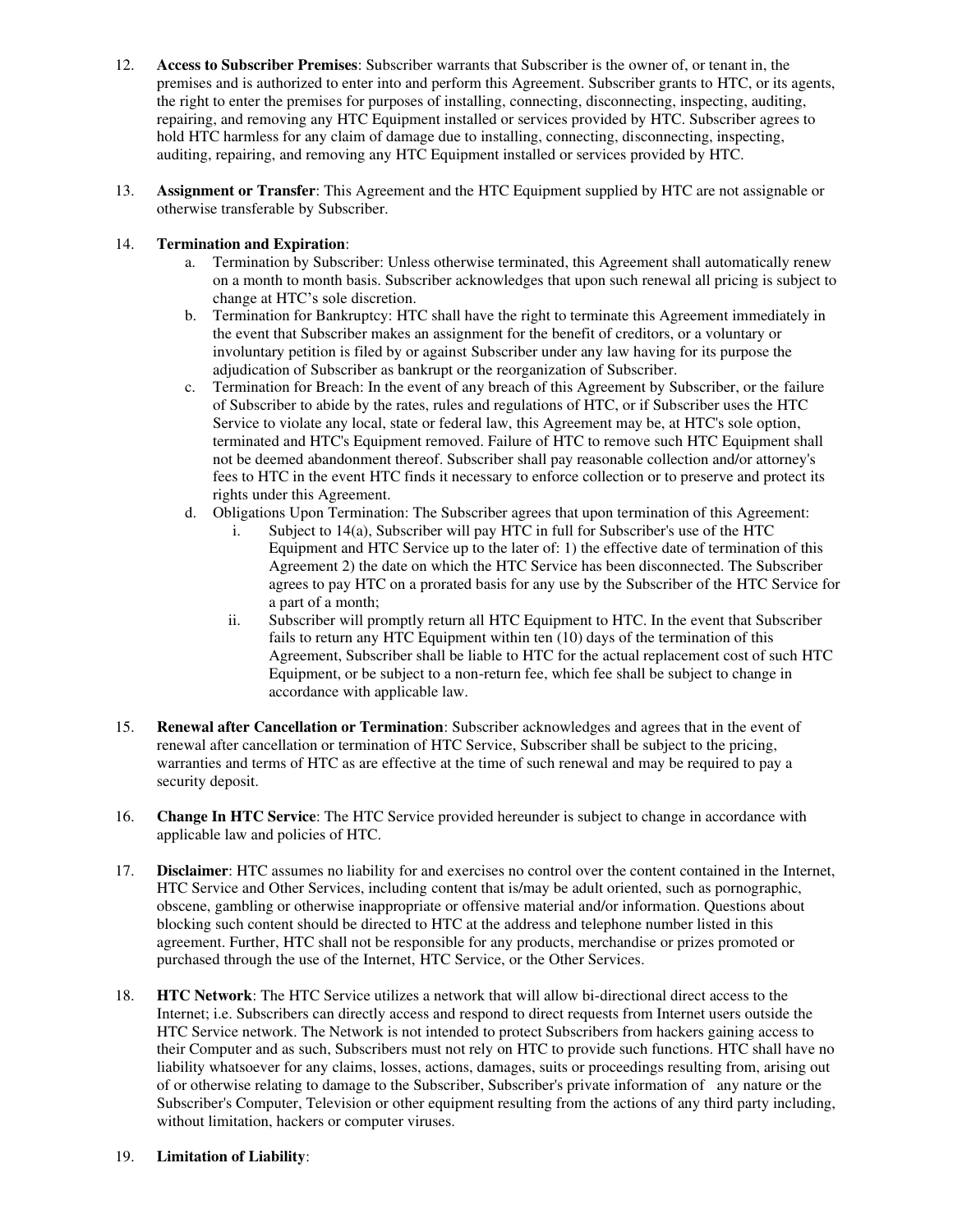12. **Access to Subscriber Premises**: Subscriber warrants that Subscriber is the owner of, or tenant in, the premises and is authorized to enter into and perform this Agreement. Subscriber grants to HTC, or its agents, the right to enter the premises for purposes of installing, connecting, disconnecting, inspecting, auditing, repairing, and removing any HTC Equipment installed or services provided by HTC. Subscriber agrees to hold HTC harmless for any claim of damage due to installing, connecting, disconnecting, inspecting, auditing, repairing, and removing any HTC Equipment installed or services provided by HTC.

13. **Assignment or Transfer**: This Agreement and the HTC Equipment supplied by HTC are not assignable or otherwise transferable by Subscriber.

14. **Termination and Expiration**:
    a. Termination by Subscriber: Unless otherwise terminated, this Agreement shall automatically renew on a month to month basis. Subscriber acknowledges that upon such renewal all pricing is subject to change at HTC's sole discretion.
    b. Termination for Bankruptcy: HTC shall have the right to terminate this Agreement immediately in the event that Subscriber makes an assignment for the benefit of creditors, or a voluntary or involuntary petition is filed by or against Subscriber under any law having for its purpose the adjudication of Subscriber as bankrupt or the reorganization of Subscriber.
    c. Termination for Breach: In the event of any breach of this Agreement by Subscriber, or the failure of Subscriber to abide by the rates, rules and regulations of HTC, or if Subscriber uses the HTC Service to violate any local, state or federal law, this Agreement may be, at HTC's sole option, terminated and HTC's Equipment removed. Failure of HTC to remove such HTC Equipment shall not be deemed abandonment thereof. Subscriber shall pay reasonable collection and/or attorney's fees to HTC in the event HTC finds it necessary to enforce collection or to preserve and protect its rights under this Agreement.
    d. Obligations Upon Termination: The Subscriber agrees that upon termination of this Agreement:
        i. Subject to 14(a), Subscriber will pay HTC in full for Subscriber's use of the HTC Equipment and HTC Service up to the later of: 1) the effective date of termination of this Agreement 2) the date on which the HTC Service has been disconnected. The Subscriber agrees to pay HTC on a prorated basis for any use by the Subscriber of the HTC Service for a part of a month;
        ii. Subscriber will promptly return all HTC Equipment to HTC. In the event that Subscriber fails to return any HTC Equipment within ten (10) days of the termination of this Agreement, Subscriber shall be liable to HTC for the actual replacement cost of such HTC Equipment, or be subject to a non-return fee, which fee shall be subject to change in accordance with applicable law.

15. **Renewal after Cancellation or Termination**: Subscriber acknowledges and agrees that in the event of renewal after cancellation or termination of HTC Service, Subscriber shall be subject to the pricing, warranties and terms of HTC as are effective at the time of such renewal and may be required to pay a security deposit.

16. **Change In HTC Service**: The HTC Service provided hereunder is subject to change in accordance with applicable law and policies of HTC.

17. **Disclaimer**: HTC assumes no liability for and exercises no control over the content contained in the Internet, HTC Service and Other Services, including content that is/may be adult oriented, such as pornographic, obscene, gambling or otherwise inappropriate or offensive material and/or information. Questions about blocking such content should be directed to HTC at the address and telephone number listed in this agreement. Further, HTC shall not be responsible for any products, merchandise or prizes promoted or purchased through the use of the Internet, HTC Service, or the Other Services.

18. **HTC Network**: The HTC Service utilizes a network that will allow bi-directional direct access to the Internet; i.e. Subscribers can directly access and respond to direct requests from Internet users outside the HTC Service network. The Network is not intended to protect Subscribers from hackers gaining access to their Computer and as such, Subscribers must not rely on HTC to provide such functions. HTC shall have no liability whatsoever for any claims, losses, actions, damages, suits or proceedings resulting from, arising out of or otherwise relating to damage to the Subscriber, Subscriber's private information of any nature or the Subscriber's Computer, Television or other equipment resulting from the actions of any third party including, without limitation, hackers or computer viruses.

19. **Limitation of Liability**: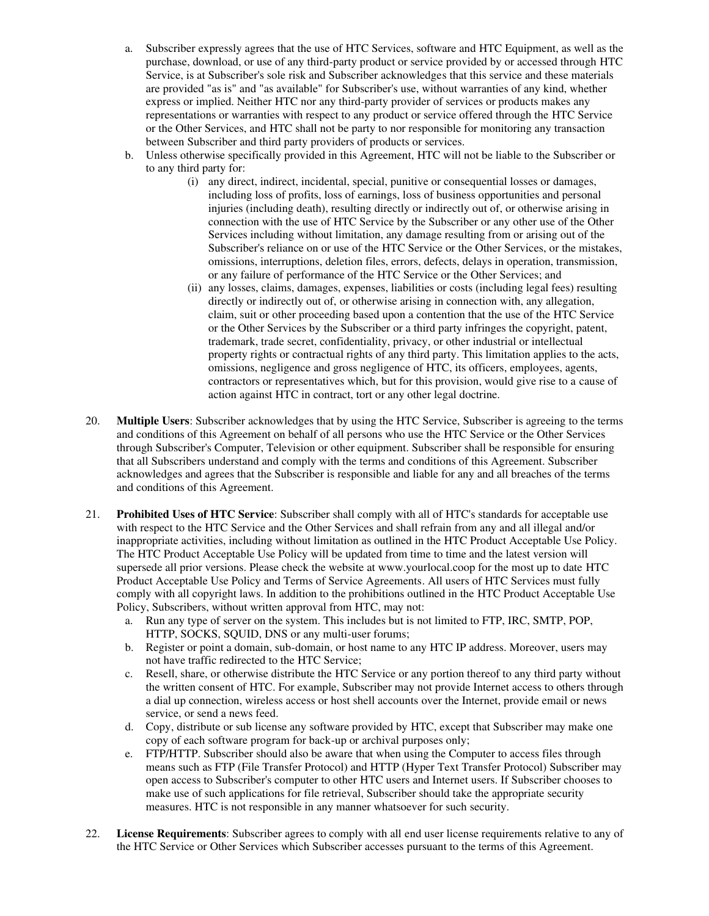a. Subscriber expressly agrees that the use of HTC Services, software and HTC Equipment, as well as the purchase, download, or use of any third-party product or service provided by or accessed through HTC Service, is at Subscriber's sole risk and Subscriber acknowledges that this service and these materials are provided "as is" and "as available" for Subscriber's use, without warranties of any kind, whether express or implied. Neither HTC nor any third-party provider of services or products makes any representations or warranties with respect to any product or service offered through the HTC Service or the Other Services, and HTC shall not be party to nor responsible for monitoring any transaction between Subscriber and third party providers of products or services.

b. Unless otherwise specifically provided in this Agreement, HTC will not be liable to the Subscriber or to any third party for:

   (i) any direct, indirect, incidental, special, punitive or consequential losses or damages, including loss of profits, loss of earnings, loss of business opportunities and personal injuries (including death), resulting directly or indirectly out of, or otherwise arising in connection with the use of HTC Service by the Subscriber or any other use of the Other Services including without limitation, any damage resulting from or arising out of the Subscriber's reliance on or use of the HTC Service or the Other Services, or the mistakes, omissions, interruptions, deletion files, errors, defects, delays in operation, transmission, or any failure of performance of the HTC Service or the Other Services; and

   (ii) any losses, claims, damages, expenses, liabilities or costs (including legal fees) resulting directly or indirectly out of, or otherwise arising in connection with, any allegation, claim, suit or other proceeding based upon a contention that the use of the HTC Service or the Other Services by the Subscriber or a third party infringes the copyright, patent, trademark, trade secret, confidentiality, privacy, or other industrial or intellectual property rights or contractual rights of any third party. This limitation applies to the acts, omissions, negligence and gross negligence of HTC, its officers, employees, agents, contractors or representatives which, but for this provision, would give rise to a cause of action against HTC in contract, tort or any other legal doctrine.

20. **Multiple Users**: Subscriber acknowledges that by using the HTC Service, Subscriber is agreeing to the terms and conditions of this Agreement on behalf of all persons who use the HTC Service or the Other Services through Subscriber's Computer, Television or other equipment. Subscriber shall be responsible for ensuring that all Subscribers understand and comply with the terms and conditions of this Agreement. Subscriber acknowledges and agrees that the Subscriber is responsible and liable for any and all breaches of the terms and conditions of this Agreement.

21. **Prohibited Uses of HTC Service**: Subscriber shall comply with all of HTC's standards for acceptable use with respect to the HTC Service and the Other Services and shall refrain from any and all illegal and/or inappropriate activities, including without limitation as outlined in the HTC Product Acceptable Use Policy. The HTC Product Acceptable Use Policy will be updated from time to time and the latest version will supersede all prior versions. Please check the website at www.yourlocal.coop for the most up to date HTC Product Acceptable Use Policy and Terms of Service Agreements. All users of HTC Services must fully comply with all copyright laws. In addition to the prohibitions outlined in the HTC Product Acceptable Use Policy, Subscribers, without written approval from HTC, may not:

   a. Run any type of server on the system. This includes but is not limited to FTP, IRC, SMTP, POP, HTTP, SOCKS, SQUID, DNS or any multi-user forums;
   b. Register or point a domain, sub-domain, or host name to any HTC IP address. Moreover, users may not have traffic redirected to the HTC Service;
   c. Resell, share, or otherwise distribute the HTC Service or any portion thereof to any third party without the written consent of HTC. For example, Subscriber may not provide Internet access to others through a dial up connection, wireless access or host shell accounts over the Internet, provide email or news service, or send a news feed.
   d. Copy, distribute or sub license any software provided by HTC, except that Subscriber may make one copy of each software program for back-up or archival purposes only;
   e. FTP/HTTP. Subscriber should also be aware that when using the Computer to access files through means such as FTP (File Transfer Protocol) and HTTP (Hyper Text Transfer Protocol) Subscriber may open access to Subscriber's computer to other HTC users and Internet users. If Subscriber chooses to make use of such applications for file retrieval, Subscriber should take the appropriate security measures. HTC is not responsible in any manner whatsoever for such security.

22. **License Requirements**: Subscriber agrees to comply with all end user license requirements relative to any of the HTC Service or Other Services which Subscriber accesses pursuant to the terms of this Agreement.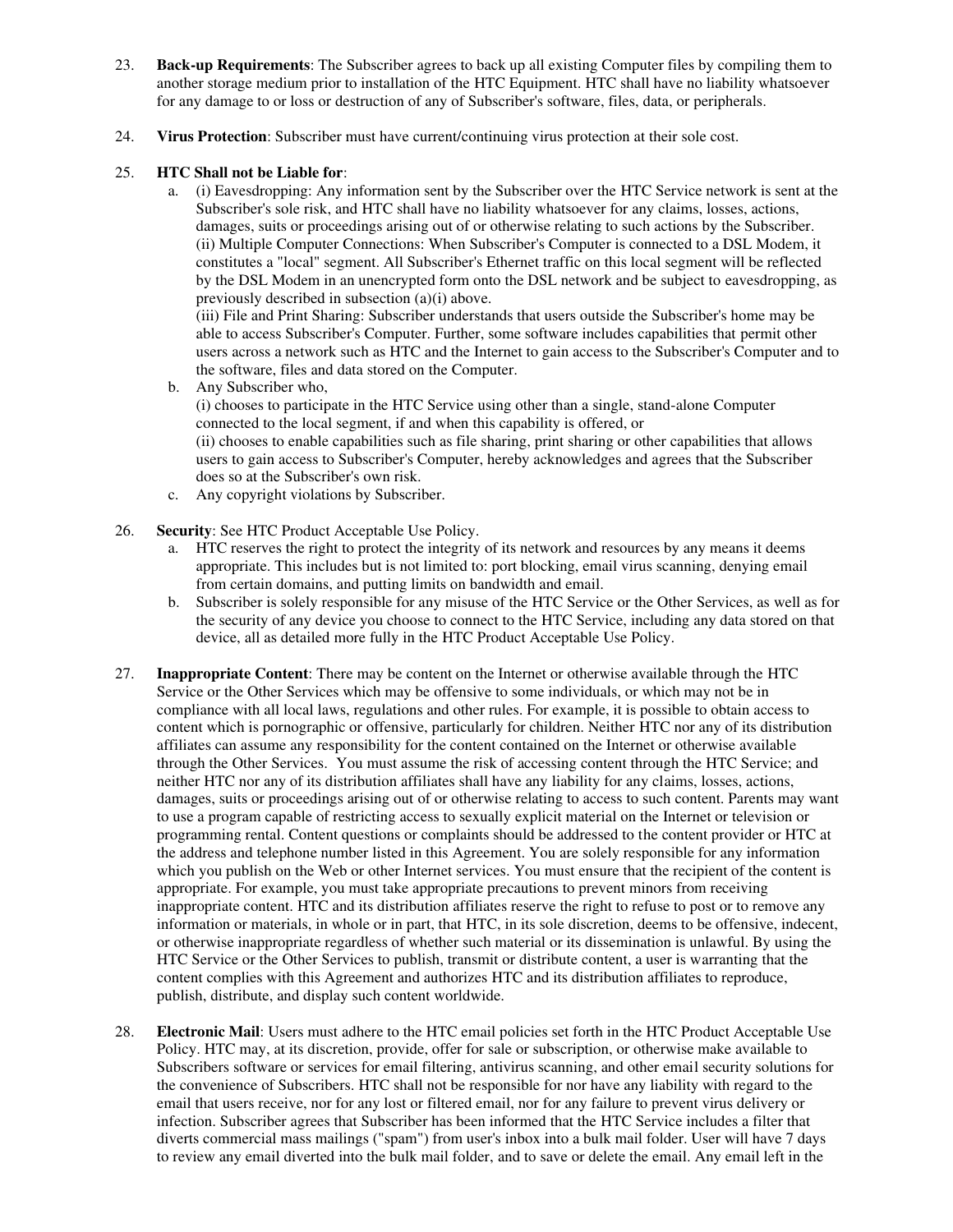23. **Back-up Requirements**: The Subscriber agrees to back up all existing Computer files by compiling them to another storage medium prior to installation of the HTC Equipment. HTC shall have no liability whatsoever for any damage to or loss or destruction of any of Subscriber's software, files, data, or peripherals.

24. **Virus Protection**: Subscriber must have current/continuing virus protection at their sole cost.

25. **HTC Shall not be Liable for**:
    a. (i) Eavesdropping: Any information sent by the Subscriber over the HTC Service network is sent at the Subscriber's sole risk, and HTC shall have no liability whatsoever for any claims, losses, actions, damages, suits or proceedings arising out of or otherwise relating to such actions by the Subscriber.
    (ii) Multiple Computer Connections: When Subscriber's Computer is connected to a DSL Modem, it constitutes a "local" segment. All Subscriber's Ethernet traffic on this local segment will be reflected by the DSL Modem in an unencrypted form onto the DSL network and be subject to eavesdropping, as previously described in subsection (a)(i) above.
    (iii) File and Print Sharing: Subscriber understands that users outside the Subscriber's home may be able to access Subscriber's Computer. Further, some software includes capabilities that permit other users across a network such as HTC and the Internet to gain access to the Subscriber's Computer and to the software, files and data stored on the Computer.
    b. Any Subscriber who,
    (i) chooses to participate in the HTC Service using other than a single, stand-alone Computer connected to the local segment, if and when this capability is offered, or
    (ii) chooses to enable capabilities such as file sharing, print sharing or other capabilities that allows users to gain access to Subscriber's Computer, hereby acknowledges and agrees that the Subscriber does so at the Subscriber's own risk.
    c. Any copyright violations by Subscriber.

26. **Security**: See HTC Product Acceptable Use Policy.
    a. HTC reserves the right to protect the integrity of its network and resources by any means it deems appropriate. This includes but is not limited to: port blocking, email virus scanning, denying email from certain domains, and putting limits on bandwidth and email.
    b. Subscriber is solely responsible for any misuse of the HTC Service or the Other Services, as well as for the security of any device you choose to connect to the HTC Service, including any data stored on that device, all as detailed more fully in the HTC Product Acceptable Use Policy.

27. **Inappropriate Content**: There may be content on the Internet or otherwise available through the HTC Service or the Other Services which may be offensive to some individuals, or which may not be in compliance with all local laws, regulations and other rules. For example, it is possible to obtain access to content which is pornographic or offensive, particularly for children. Neither HTC nor any of its distribution affiliates can assume any responsibility for the content contained on the Internet or otherwise available through the Other Services. You must assume the risk of accessing content through the HTC Service; and neither HTC nor any of its distribution affiliates shall have any liability for any claims, losses, actions, damages, suits or proceedings arising out of or otherwise relating to access to such content. Parents may want to use a program capable of restricting access to sexually explicit material on the Internet or television or programming rental. Content questions or complaints should be addressed to the content provider or HTC at the address and telephone number listed in this Agreement. You are solely responsible for any information which you publish on the Web or other Internet services. You must ensure that the recipient of the content is appropriate. For example, you must take appropriate precautions to prevent minors from receiving inappropriate content. HTC and its distribution affiliates reserve the right to refuse to post or to remove any information or materials, in whole or in part, that HTC, in its sole discretion, deems to be offensive, indecent, or otherwise inappropriate regardless of whether such material or its dissemination is unlawful. By using the HTC Service or the Other Services to publish, transmit or distribute content, a user is warranting that the content complies with this Agreement and authorizes HTC and its distribution affiliates to reproduce, publish, distribute, and display such content worldwide.

28. **Electronic Mail**: Users must adhere to the HTC email policies set forth in the HTC Product Acceptable Use Policy. HTC may, at its discretion, provide, offer for sale or subscription, or otherwise make available to Subscribers software or services for email filtering, antivirus scanning, and other email security solutions for the convenience of Subscribers. HTC shall not be responsible for nor have any liability with regard to the email that users receive, nor for any lost or filtered email, nor for any failure to prevent virus delivery or infection. Subscriber agrees that Subscriber has been informed that the HTC Service includes a filter that diverts commercial mass mailings ("spam") from user's inbox into a bulk mail folder. User will have 7 days to review any email diverted into the bulk mail folder, and to save or delete the email. Any email left in the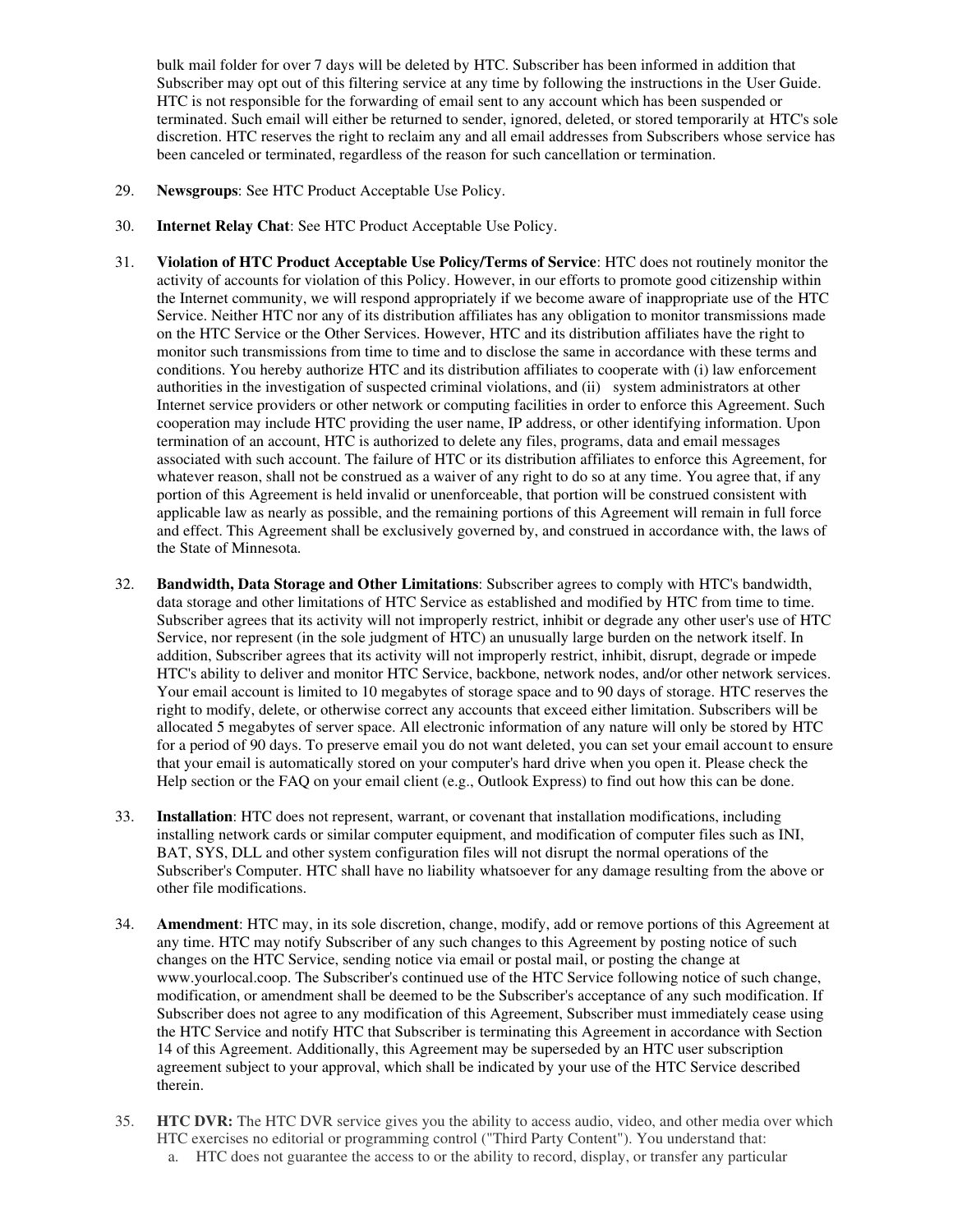bulk mail folder for over 7 days will be deleted by HTC. Subscriber has been informed in addition that Subscriber may opt out of this filtering service at any time by following the instructions in the User Guide. HTC is not responsible for the forwarding of email sent to any account which has been suspended or terminated. Such email will either be returned to sender, ignored, deleted, or stored temporarily at HTC's sole discretion. HTC reserves the right to reclaim any and all email addresses from Subscribers whose service has been canceled or terminated, regardless of the reason for such cancellation or termination.

29. **Newsgroups**: See HTC Product Acceptable Use Policy.

30. **Internet Relay Chat**: See HTC Product Acceptable Use Policy.

31. **Violation of HTC Product Acceptable Use Policy/Terms of Service**: HTC does not routinely monitor the activity of accounts for violation of this Policy. However, in our efforts to promote good citizenship within the Internet community, we will respond appropriately if we become aware of inappropriate use of the HTC Service. Neither HTC nor any of its distribution affiliates has any obligation to monitor transmissions made on the HTC Service or the Other Services. However, HTC and its distribution affiliates have the right to monitor such transmissions from time to time and to disclose the same in accordance with these terms and conditions. You hereby authorize HTC and its distribution affiliates to cooperate with (i) law enforcement authorities in the investigation of suspected criminal violations, and (ii) system administrators at other Internet service providers or other network or computing facilities in order to enforce this Agreement. Such cooperation may include HTC providing the user name, IP address, or other identifying information. Upon termination of an account, HTC is authorized to delete any files, programs, data and email messages associated with such account. The failure of HTC or its distribution affiliates to enforce this Agreement, for whatever reason, shall not be construed as a waiver of any right to do so at any time. You agree that, if any portion of this Agreement is held invalid or unenforceable, that portion will be construed consistent with applicable law as nearly as possible, and the remaining portions of this Agreement will remain in full force and effect. This Agreement shall be exclusively governed by, and construed in accordance with, the laws of the State of Minnesota.

32. **Bandwidth, Data Storage and Other Limitations**: Subscriber agrees to comply with HTC's bandwidth, data storage and other limitations of HTC Service as established and modified by HTC from time to time. Subscriber agrees that its activity will not improperly restrict, inhibit or degrade any other user's use of HTC Service, nor represent (in the sole judgment of HTC) an unusually large burden on the network itself. In addition, Subscriber agrees that its activity will not improperly restrict, inhibit, disrupt, degrade or impede HTC's ability to deliver and monitor HTC Service, backbone, network nodes, and/or other network services. Your email account is limited to 10 megabytes of storage space and to 90 days of storage. HTC reserves the right to modify, delete, or otherwise correct any accounts that exceed either limitation. Subscribers will be allocated 5 megabytes of server space. All electronic information of any nature will only be stored by HTC for a period of 90 days. To preserve email you do not want deleted, you can set your email account to ensure that your email is automatically stored on your computer's hard drive when you open it. Please check the Help section or the FAQ on your email client (e.g., Outlook Express) to find out how this can be done.

33. **Installation**: HTC does not represent, warrant, or covenant that installation modifications, including installing network cards or similar computer equipment, and modification of computer files such as INI, BAT, SYS, DLL and other system configuration files will not disrupt the normal operations of the Subscriber's Computer. HTC shall have no liability whatsoever for any damage resulting from the above or other file modifications.

34. **Amendment**: HTC may, in its sole discretion, change, modify, add or remove portions of this Agreement at any time. HTC may notify Subscriber of any such changes to this Agreement by posting notice of such changes on the HTC Service, sending notice via email or postal mail, or posting the change at www.yourlocal.coop. The Subscriber's continued use of the HTC Service following notice of such change, modification, or amendment shall be deemed to be the Subscriber's acceptance of any such modification. If Subscriber does not agree to any modification of this Agreement, Subscriber must immediately cease using the HTC Service and notify HTC that Subscriber is terminating this Agreement in accordance with Section 14 of this Agreement. Additionally, this Agreement may be superseded by an HTC user subscription agreement subject to your approval, which shall be indicated by your use of the HTC Service described therein.

35. **HTC DVR:** The HTC DVR service gives you the ability to access audio, video, and other media over which HTC exercises no editorial or programming control ("Third Party Content"). You understand that:
    a. HTC does not guarantee the access to or the ability to record, display, or transfer any particular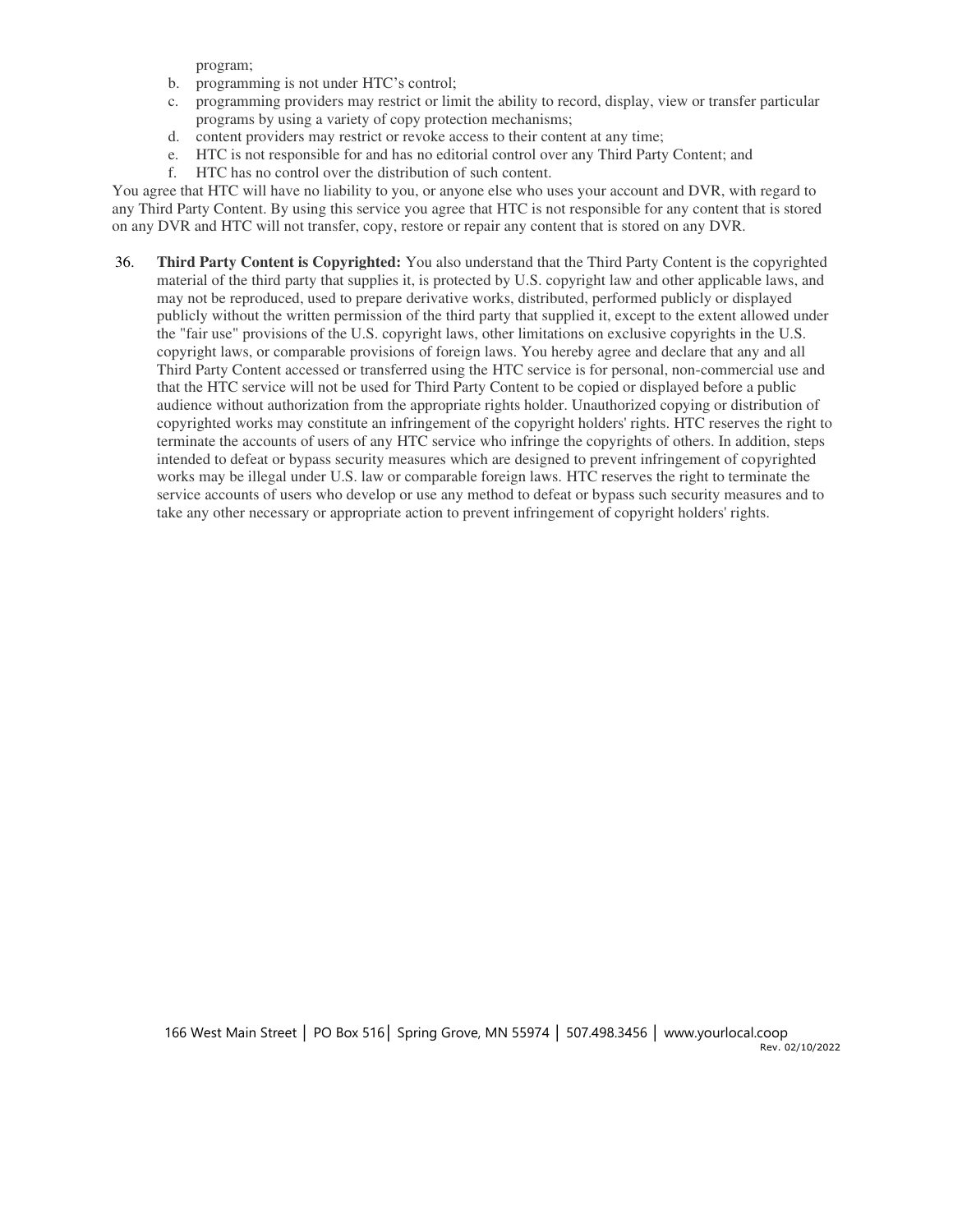program;

b. programming is not under HTC's control;
c. programming providers may restrict or limit the ability to record, display, view or transfer particular programs by using a variety of copy protection mechanisms;
d. content providers may restrict or revoke access to their content at any time;
e. HTC is not responsible for and has no editorial control over any Third Party Content; and
f. HTC has no control over the distribution of such content.

You agree that HTC will have no liability to you, or anyone else who uses your account and DVR, with regard to any Third Party Content. By using this service you agree that HTC is not responsible for any content that is stored on any DVR and HTC will not transfer, copy, restore or repair any content that is stored on any DVR.

36. **Third Party Content is Copyrighted:** You also understand that the Third Party Content is the copyrighted material of the third party that supplies it, is protected by U.S. copyright law and other applicable laws, and may not be reproduced, used to prepare derivative works, distributed, performed publicly or displayed publicly without the written permission of the third party that supplied it, except to the extent allowed under the "fair use" provisions of the U.S. copyright laws, other limitations on exclusive copyrights in the U.S. copyright laws, or comparable provisions of foreign laws. You hereby agree and declare that any and all Third Party Content accessed or transferred using the HTC service is for personal, non-commercial use and that the HTC service will not be used for Third Party Content to be copied or displayed before a public audience without authorization from the appropriate rights holder. Unauthorized copying or distribution of copyrighted works may constitute an infringement of the copyright holders' rights. HTC reserves the right to terminate the accounts of users of any HTC service who infringe the copyrights of others. In addition, steps intended to defeat or bypass security measures which are designed to prevent infringement of copyrighted works may be illegal under U.S. law or comparable foreign laws. HTC reserves the right to terminate the service accounts of users who develop or use any method to defeat or bypass such security measures and to take any other necessary or appropriate action to prevent infringement of copyright holders' rights.

166 West Main Street │ PO Box 516│ Spring Grove, MN 55974 │ 507.498.3456 │ www.yourlocal.coop
Rev. 02/10/2022